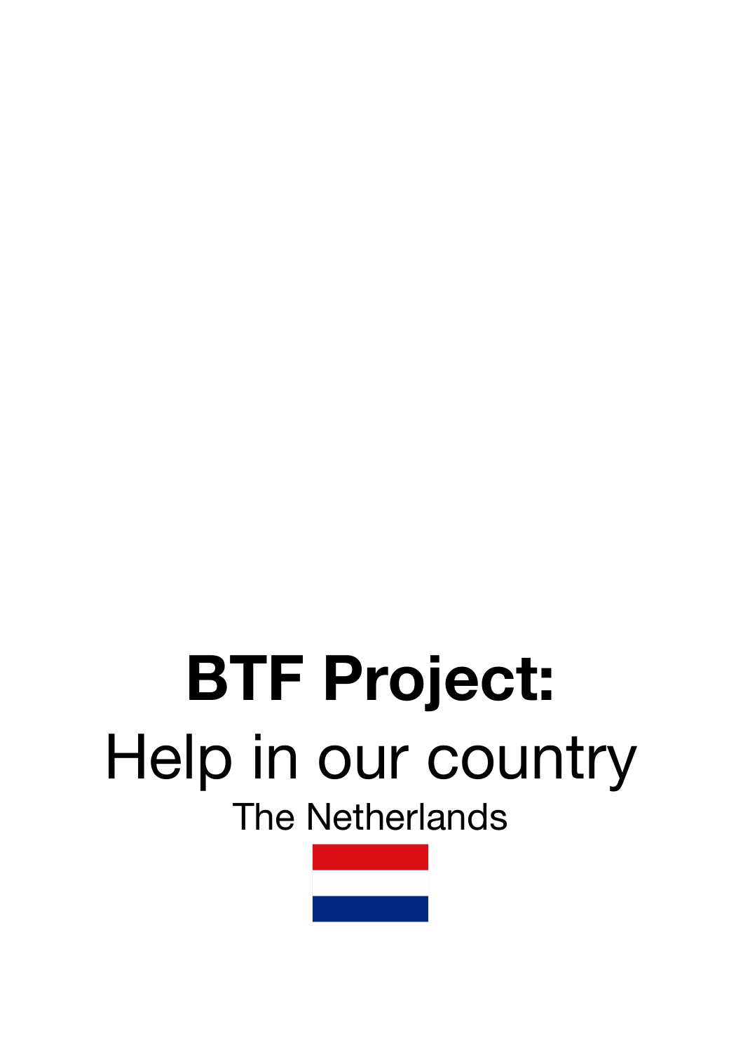# BTF Project:

## Help in our country

### The Netherlands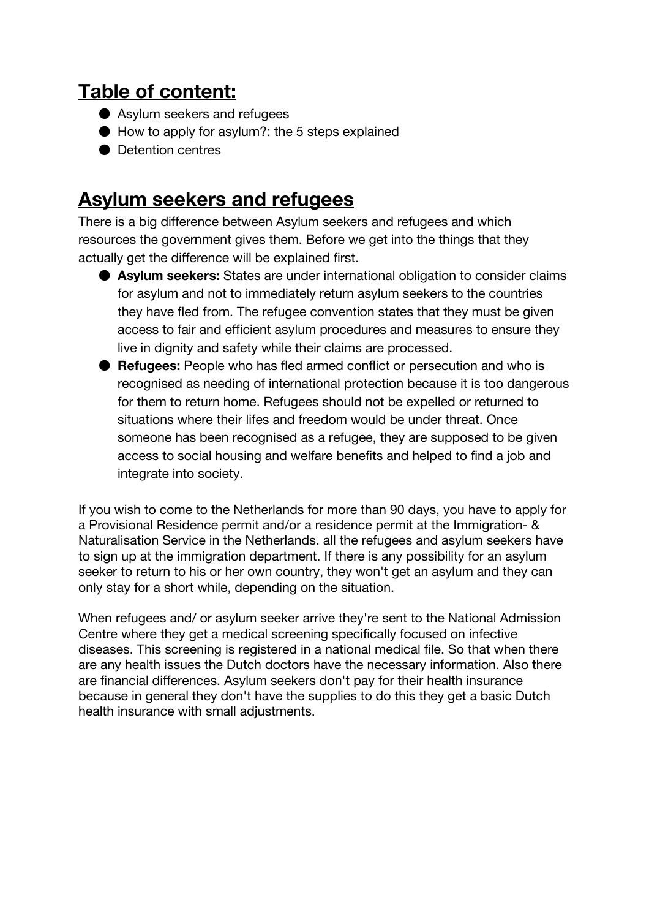## **Table of content:**

- Asylum seekers and refugees
- How to apply for asylum?: the 5 steps explained
- Detention centres

## **Asylum seekers and refugees**

There is a big difference between Asylum seekers and refugees and which resources the government gives them. Before we get into the things that they actually get the difference will be explained first.

- **Asylum seekers:** States are under international obligation to consider claims for asylum and not to immediately return asylum seekers to the countries they have fled from. The refugee convention states that they must be given access to fair and efficient asylum procedures and measures to ensure they live in dignity and safety while their claims are processed.
- **Refugees:** People who has fled armed conflict or persecution and who is recognised as needing of international protection because it is too dangerous for them to return home. Refugees should not be expelled or returned to situations where their lifes and freedom would be under threat. Once someone has been recognised as a refugee, they are supposed to be given access to social housing and welfare benefits and helped to find a job and integrate into society.

If you wish to come to the Netherlands for more than 90 days, you have to apply for a Provisional Residence permit and/or a residence permit at the Immigration- & Naturalisation Service in the Netherlands. all the refugees and asylum seekers have to sign up at the immigration department. If there is any possibility for an asylum seeker to return to his or her own country, they won't get an asylum and they can only stay for a short while, depending on the situation.

When refugees and/ or asylum seeker arrive they're sent to the National Admission Centre where they get a medical screening specifically focused on infective diseases. This screening is registered in a national medical file. So that when there are any health issues the Dutch doctors have the necessary information. Also there are financial differences. Asylum seekers don't pay for their health insurance because in general they don't have the supplies to do this they get a basic Dutch health insurance with small adjustments.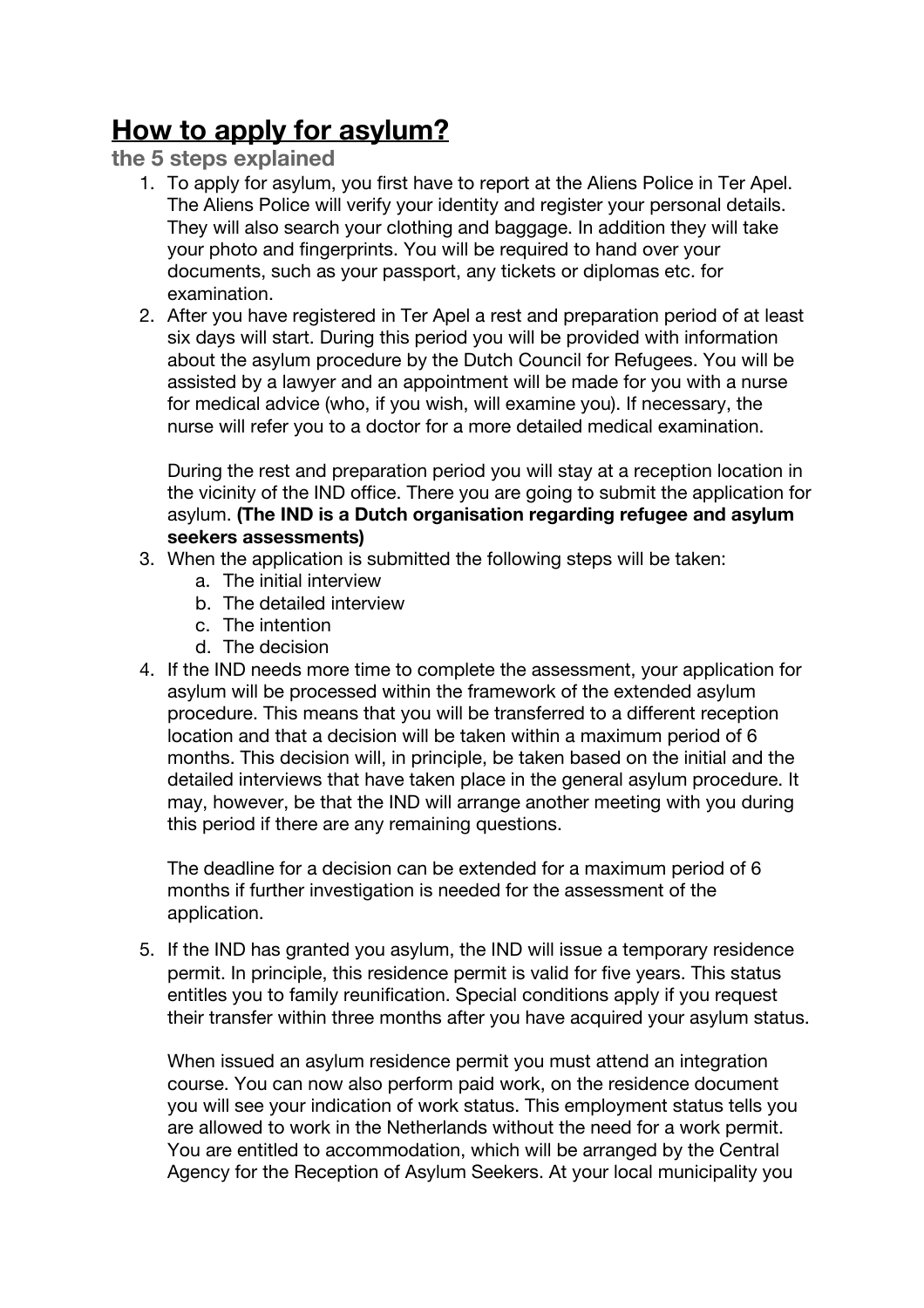# <u>How to apply for asylum?</u>

### the 5 steps explained

1. To apply for asylum, you first have to report at the Aliens Police in Ter Apel. The Aliens Police will verify your identity and register your personal details. They will also search your clothing and baggage. In addition they will take your photo and fingerprints. You will be required to hand over your documents, such as your passport, any tickets or diplomas etc. for examination.
2. After you have registered in Ter Apel a rest and preparation period of at least six days will start. During this period you will be provided with information about the asylum procedure by the Dutch Council for Refugees. You will be assisted by a lawyer and an appointment will be made for you with a nurse for medical advice (who, if you wish, will examine you). If necessary, the nurse will refer you to a doctor for a more detailed medical examination.

   During the rest and preparation period you will stay at a reception location in the vicinity of the IND office. There you are going to submit the application for asylum. **(The IND is a Dutch organisation regarding refugee and asylum seekers assessments)**
3. When the application is submitted the following steps will be taken:
   a. The initial interview
   b. The detailed interview
   c. The intention
   d. The decision
4. If the IND needs more time to complete the assessment, your application for asylum will be processed within the framework of the extended asylum procedure. This means that you will be transferred to a different reception location and that a decision will be taken within a maximum period of 6 months. This decision will, in principle, be taken based on the initial and the detailed interviews that have taken place in the general asylum procedure. It may, however, be that the IND will arrange another meeting with you during this period if there are any remaining questions.

   The deadline for a decision can be extended for a maximum period of 6 months if further investigation is needed for the assessment of the application.
5. If the IND has granted you asylum, the IND will issue a temporary residence permit. In principle, this residence permit is valid for five years. This status entitles you to family reunification. Special conditions apply if you request their transfer within three months after you have acquired your asylum status.

   When issued an asylum residence permit you must attend an integration course. You can now also perform paid work, on the residence document you will see your indication of work status. This employment status tells you are allowed to work in the Netherlands without the need for a work permit. You are entitled to accommodation, which will be arranged by the Central Agency for the Reception of Asylum Seekers. At your local municipality you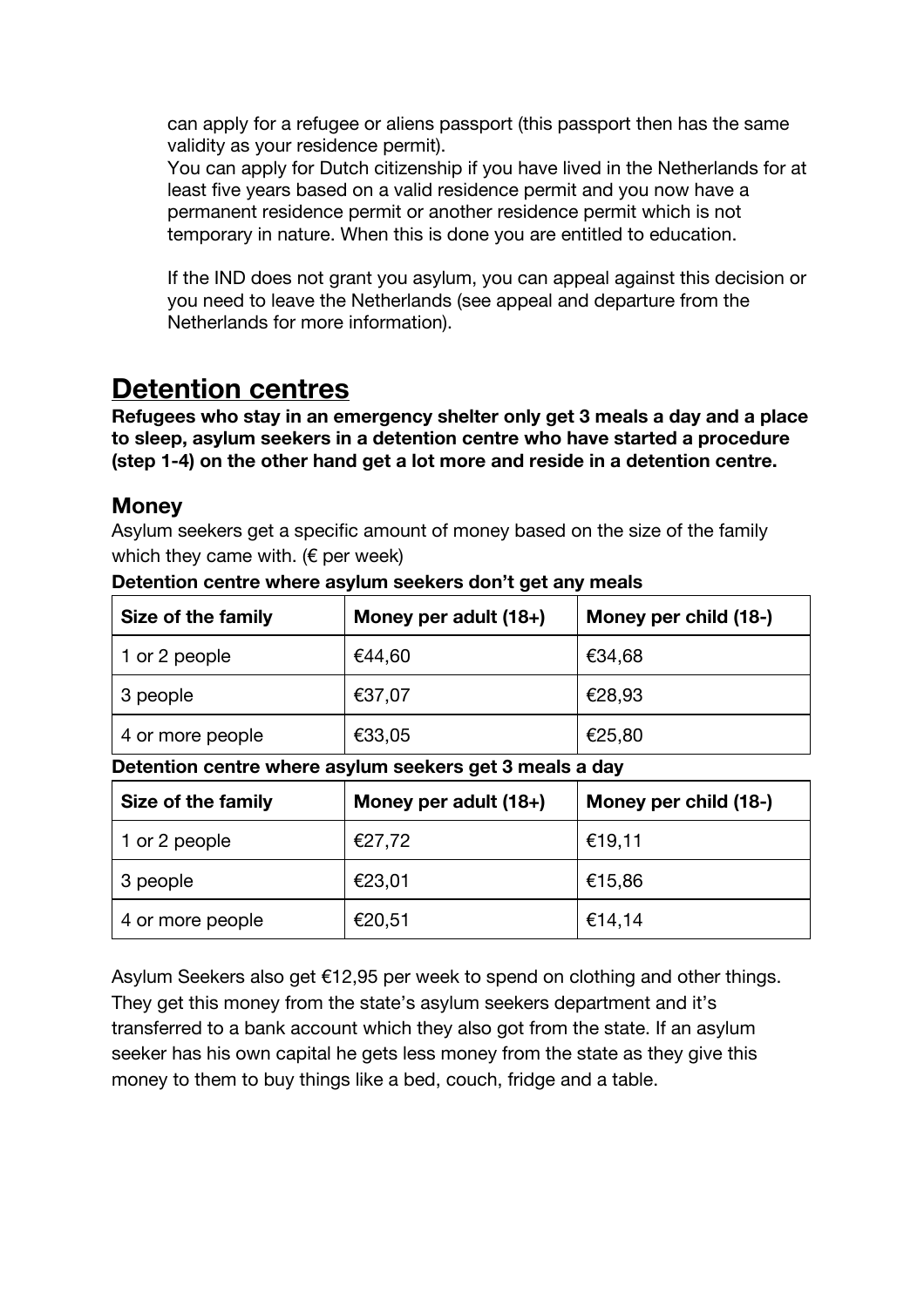can apply for a refugee or aliens passport (this passport then has the same validity as your residence permit).
You can apply for Dutch citizenship if you have lived in the Netherlands for at least five years based on a valid residence permit and you now have a permanent residence permit or another residence permit which is not temporary in nature. When this is done you are entitled to education.

If the IND does not grant you asylum, you can appeal against this decision or you need to leave the Netherlands (see appeal and departure from the Netherlands for more information).

# Detention centres

**Refugees who stay in an emergency shelter only get 3 meals a day and a place to sleep, asylum seekers in a detention centre who have started a procedure (step 1-4) on the other hand get a lot more and reside in a detention centre.**

## Money

Asylum seekers get a specific amount of money based on the size of the family which they came with. (€ per week)

**Detention centre where asylum seekers don't get any meals**

| Size of the family | Money per adult (18+) | Money per child (18-) |
| --- | --- | --- |
| 1 or 2 people | €44,60 | €34,68 |
| 3 people | €37,07 | €28,93 |
| 4 or more people | €33,05 | €25,80 |

**Detention centre where asylum seekers get 3 meals a day**

| Size of the family | Money per adult (18+) | Money per child (18-) |
| --- | --- | --- |
| 1 or 2 people | €27,72 | €19,11 |
| 3 people | €23,01 | €15,86 |
| 4 or more people | €20,51 | €14,14 |

Asylum Seekers also get €12,95 per week to spend on clothing and other things. They get this money from the state's asylum seekers department and it's transferred to a bank account which they also got from the state. If an asylum seeker has his own capital he gets less money from the state as they give this money to them to buy things like a bed, couch, fridge and a table.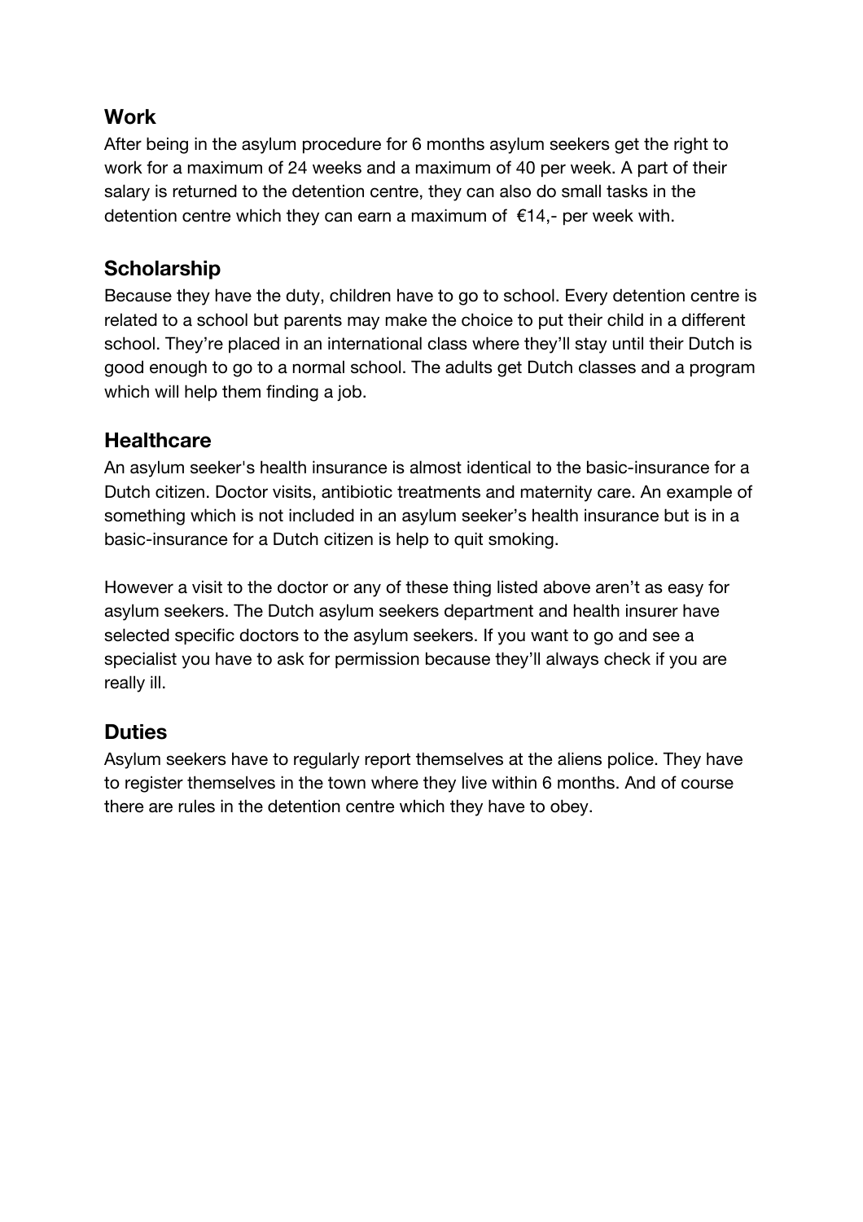## Work

After being in the asylum procedure for 6 months asylum seekers get the right to work for a maximum of 24 weeks and a maximum of 40 per week. A part of their salary is returned to the detention centre, they can also do small tasks in the detention centre which they can earn a maximum of €14,- per week with.

## Scholarship

Because they have the duty, children have to go to school. Every detention centre is related to a school but parents may make the choice to put their child in a different school. They're placed in an international class where they'll stay until their Dutch is good enough to go to a normal school. The adults get Dutch classes and a program which will help them finding a job.

## Healthcare

An asylum seeker's health insurance is almost identical to the basic-insurance for a Dutch citizen. Doctor visits, antibiotic treatments and maternity care. An example of something which is not included in an asylum seeker's health insurance but is in a basic-insurance for a Dutch citizen is help to quit smoking.

However a visit to the doctor or any of these thing listed above aren't as easy for asylum seekers. The Dutch asylum seekers department and health insurer have selected specific doctors to the asylum seekers. If you want to go and see a specialist you have to ask for permission because they'll always check if you are really ill.

## Duties

Asylum seekers have to regularly report themselves at the aliens police. They have to register themselves in the town where they live within 6 months. And of course there are rules in the detention centre which they have to obey.